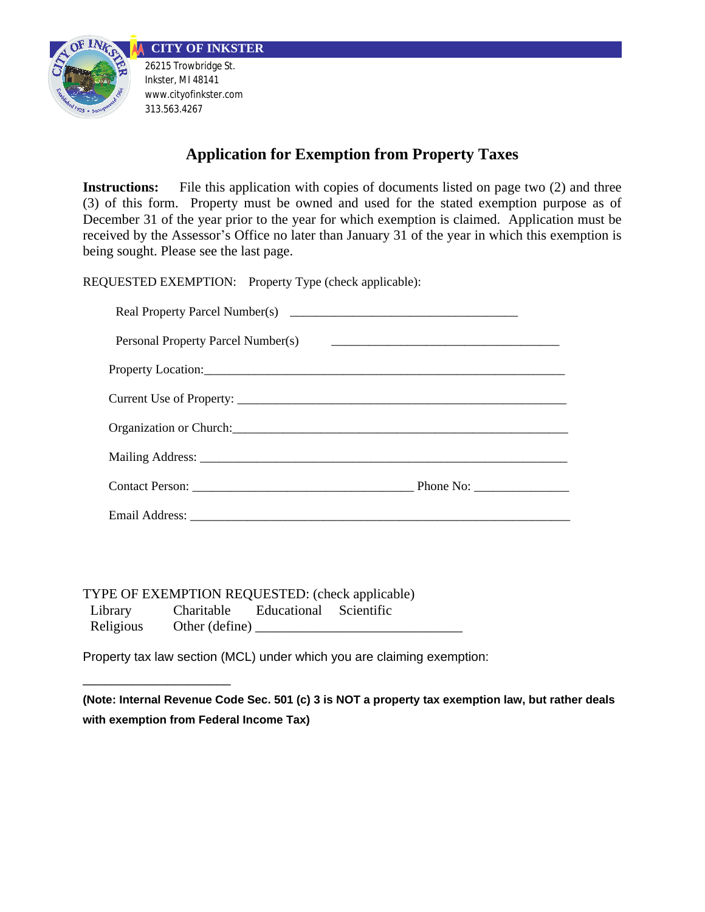**CITY OF INKSTER**

26215 Trowbridge St.
Inkster, MI 48141
www.cityofinkster.com
313.563.4267

# Application for Exemption from Property Taxes

**Instructions:** File this application with copies of documents listed on page two (2) and three (3) of this form. Property must be owned and used for the stated exemption purpose as of December 31 of the year prior to the year for which exemption is claimed. Application must be received by the Assessor's Office no later than January 31 of the year in which this exemption is being sought. Please see the last page.

REQUESTED EXEMPTION: Property Type (check applicable):

Real Property Parcel Number(s) ___________________________________

Personal Property Parcel Number(s) ___________________________________

Property Location: ___________________________________________________________

Current Use of Property: _____________________________________________________

Organization or Church: _____________________________________________________

Mailing Address: ___________________________________________________________

Contact Person: __________________________________ Phone No: _______________

Email Address: ____________________________________________________________

TYPE OF EXEMPTION REQUESTED: (check applicable)

Library Charitable Educational Scientific

Religious Other (define) ______________________________

Property tax law section (MCL) under which you are claiming exemption:

______________________

**(Note: Internal Revenue Code Sec. 501 (c) 3 is NOT a property tax exemption law, but rather deals with exemption from Federal Income Tax)**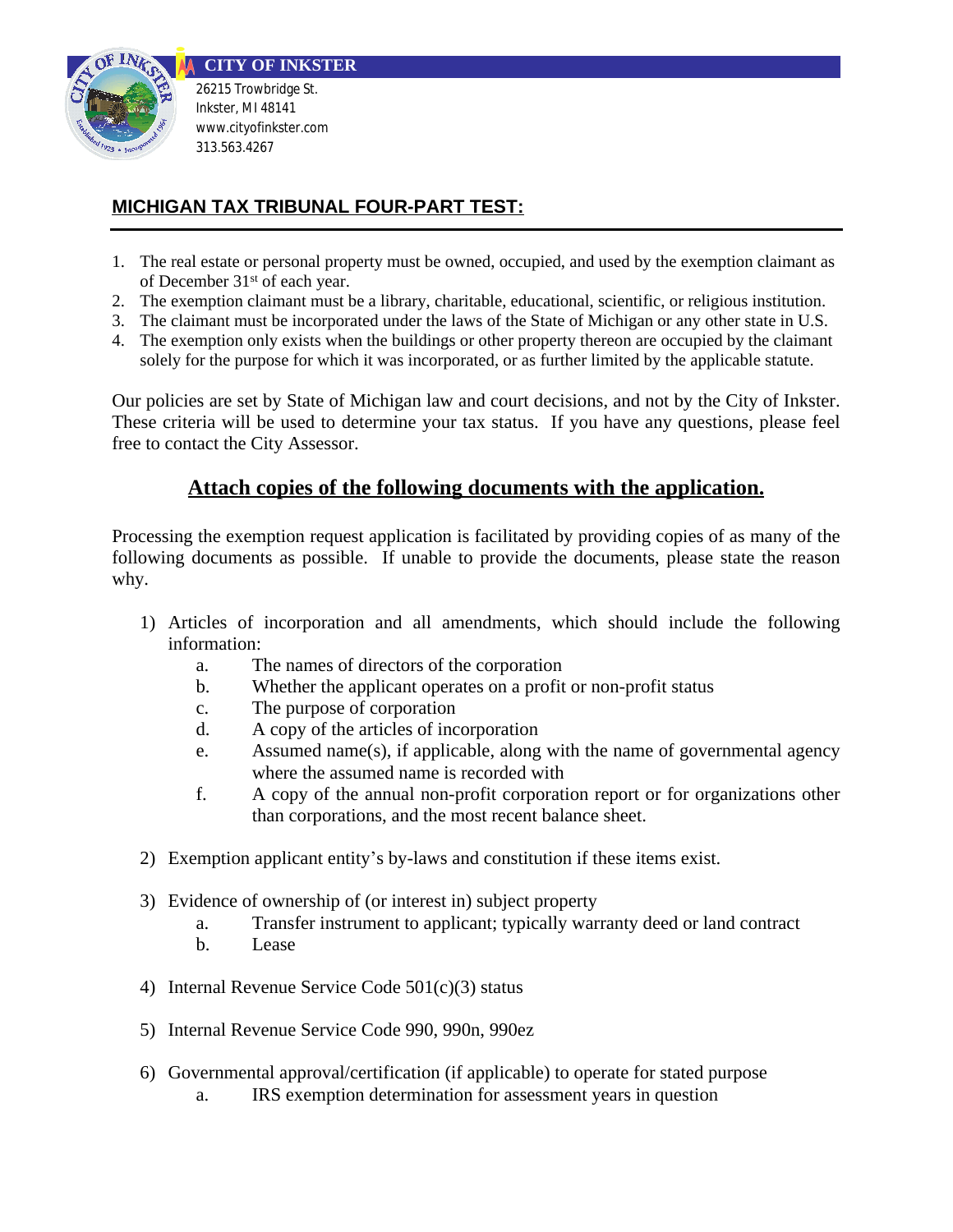**CITY OF INKSTER**

26215 Trowbridge St.
Inkster, MI 48141
www.cityofinkster.com
313.563.4267

## MICHIGAN TAX TRIBUNAL FOUR-PART TEST:

1. The real estate or personal property must be owned, occupied, and used by the exemption claimant as of December 31st of each year.
2. The exemption claimant must be a library, charitable, educational, scientific, or religious institution.
3. The claimant must be incorporated under the laws of the State of Michigan or any other state in U.S.
4. The exemption only exists when the buildings or other property thereon are occupied by the claimant solely for the purpose for which it was incorporated, or as further limited by the applicable statute.

Our policies are set by State of Michigan law and court decisions, and not by the City of Inkster. These criteria will be used to determine your tax status. If you have any questions, please feel free to contact the City Assessor.

## Attach copies of the following documents with the application.

Processing the exemption request application is facilitated by providing copies of as many of the following documents as possible. If unable to provide the documents, please state the reason why.

1) Articles of incorporation and all amendments, which should include the following information:
   a. The names of directors of the corporation
   b. Whether the applicant operates on a profit or non-profit status
   c. The purpose of corporation
   d. A copy of the articles of incorporation
   e. Assumed name(s), if applicable, along with the name of governmental agency where the assumed name is recorded with
   f. A copy of the annual non-profit corporation report or for organizations other than corporations, and the most recent balance sheet.

2) Exemption applicant entity's by-laws and constitution if these items exist.

3) Evidence of ownership of (or interest in) subject property
   a. Transfer instrument to applicant; typically warranty deed or land contract
   b. Lease

4) Internal Revenue Service Code 501(c)(3) status

5) Internal Revenue Service Code 990, 990n, 990ez

6) Governmental approval/certification (if applicable) to operate for stated purpose
   a. IRS exemption determination for assessment years in question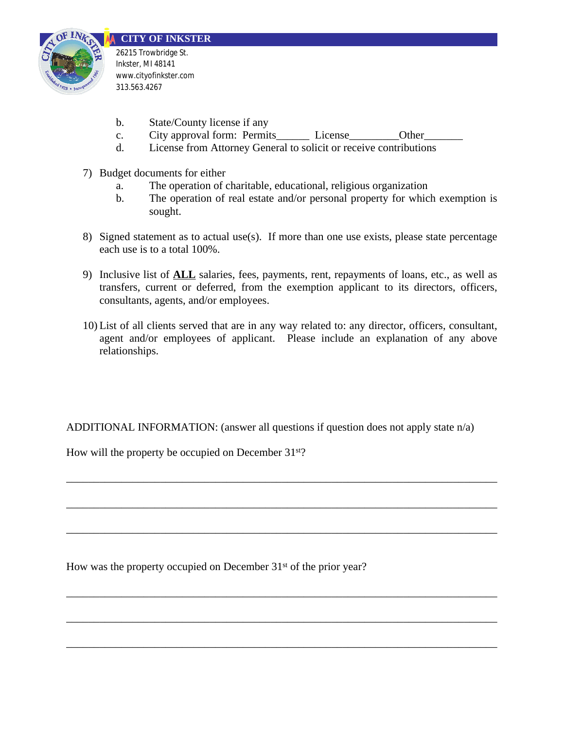b. State/County license if any

c. City approval form: Permits______ License_________Other_______

d. License from Attorney General to solicit or receive contributions

7) Budget documents for either
   - a. The operation of charitable, educational, religious organization
   - b. The operation of real estate and/or personal property for which exemption is sought.

8) Signed statement as to actual use(s). If more than one use exists, please state percentage each use is to a total 100%.

9) Inclusive list of **ALL** salaries, fees, payments, rent, repayments of loans, etc., as well as transfers, current or deferred, from the exemption applicant to its directors, officers, consultants, agents, and/or employees.

10) List of all clients served that are in any way related to: any director, officers, consultant, agent and/or employees of applicant. Please include an explanation of any above relationships.

ADDITIONAL INFORMATION: (answer all questions if question does not apply state n/a)

How will the property be occupied on December 31st?

___________________________________________________________________________

___________________________________________________________________________

___________________________________________________________________________

How was the property occupied on December 31st of the prior year?

___________________________________________________________________________

___________________________________________________________________________

___________________________________________________________________________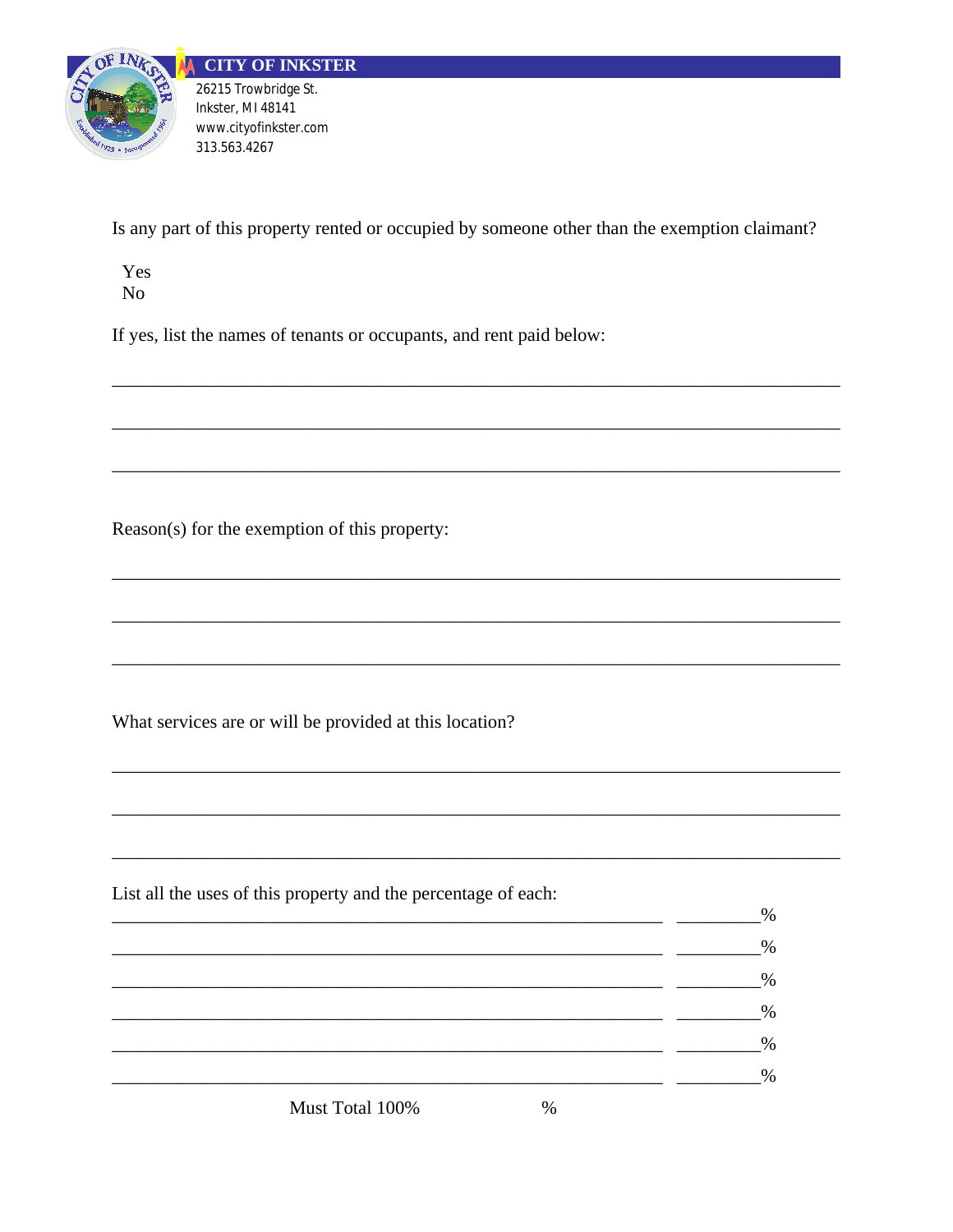**CITY OF INKSTER**

26215 Trowbridge St.
Inkster, MI 48141
www.cityofinkster.com
313.563.4267

Is any part of this property rented or occupied by someone other than the exemption claimant?

Yes
No

If yes, list the names of tenants or occupants, and rent paid below:

_______________________________________________________________________________

_______________________________________________________________________________

_______________________________________________________________________________

Reason(s) for the exemption of this property:

_______________________________________________________________________________

_______________________________________________________________________________

_______________________________________________________________________________

What services are or will be provided at this location?

_______________________________________________________________________________

_______________________________________________________________________________

_______________________________________________________________________________

List all the uses of this property and the percentage of each:

____________________________________________________________ _________%

____________________________________________________________ _________%

____________________________________________________________ _________%

____________________________________________________________ _________%

____________________________________________________________ _________%

____________________________________________________________ _________%

Must Total 100% %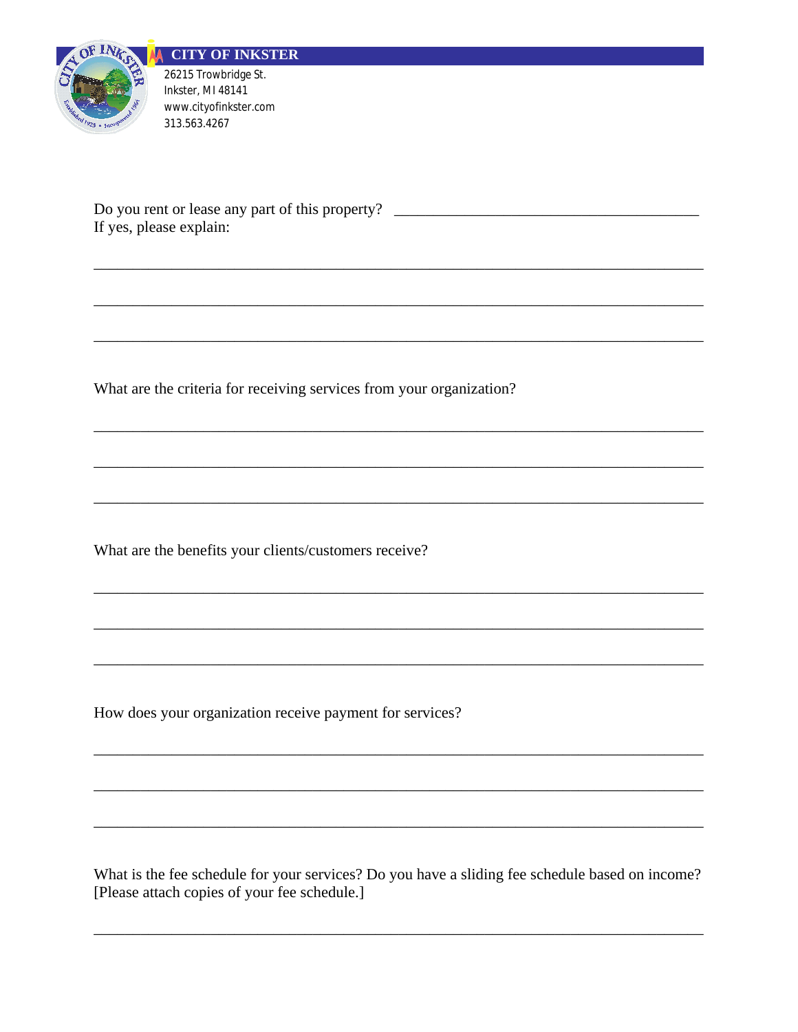**CITY OF INKSTER**

26215 Trowbridge St.
Inkster, MI 48141
www.cityofinkster.com
313.563.4267

Do you rent or lease any part of this property? ______________________________________

If yes, please explain:

_____________________________________________________________________________

_____________________________________________________________________________

_____________________________________________________________________________

What are the criteria for receiving services from your organization?

_____________________________________________________________________________

_____________________________________________________________________________

_____________________________________________________________________________

What are the benefits your clients/customers receive?

_____________________________________________________________________________

_____________________________________________________________________________

_____________________________________________________________________________

How does your organization receive payment for services?

_____________________________________________________________________________

_____________________________________________________________________________

_____________________________________________________________________________

What is the fee schedule for your services? Do you have a sliding fee schedule based on income? [Please attach copies of your fee schedule.]

_____________________________________________________________________________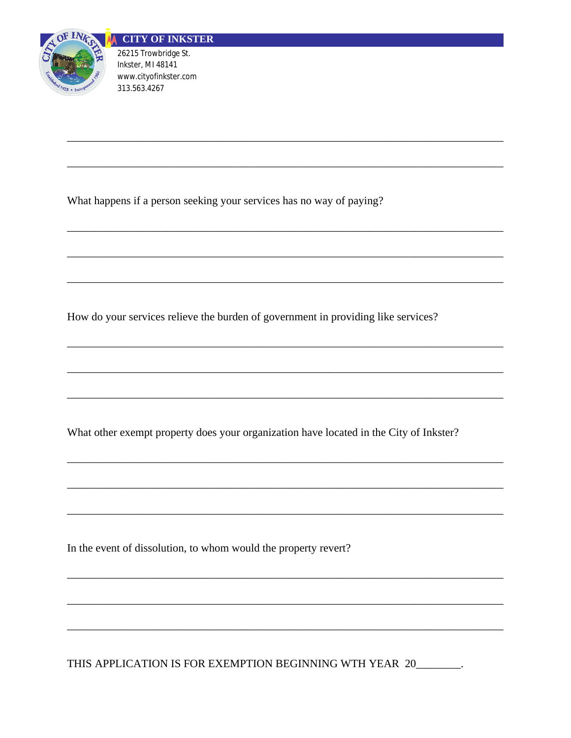**CITY OF INKSTER**

26215 Trowbridge St.
Inkster, MI 48141
www.cityofinkster.com
313.563.4267

______________________________________________________________________________

______________________________________________________________________________

What happens if a person seeking your services has no way of paying?

______________________________________________________________________________

______________________________________________________________________________

______________________________________________________________________________

How do your services relieve the burden of government in providing like services?

______________________________________________________________________________

______________________________________________________________________________

______________________________________________________________________________

What other exempt property does your organization have located in the City of Inkster?

______________________________________________________________________________

______________________________________________________________________________

______________________________________________________________________________

In the event of dissolution, to whom would the property revert?

______________________________________________________________________________

______________________________________________________________________________

______________________________________________________________________________

THIS APPLICATION IS FOR EXEMPTION BEGINNING WTH YEAR 20________.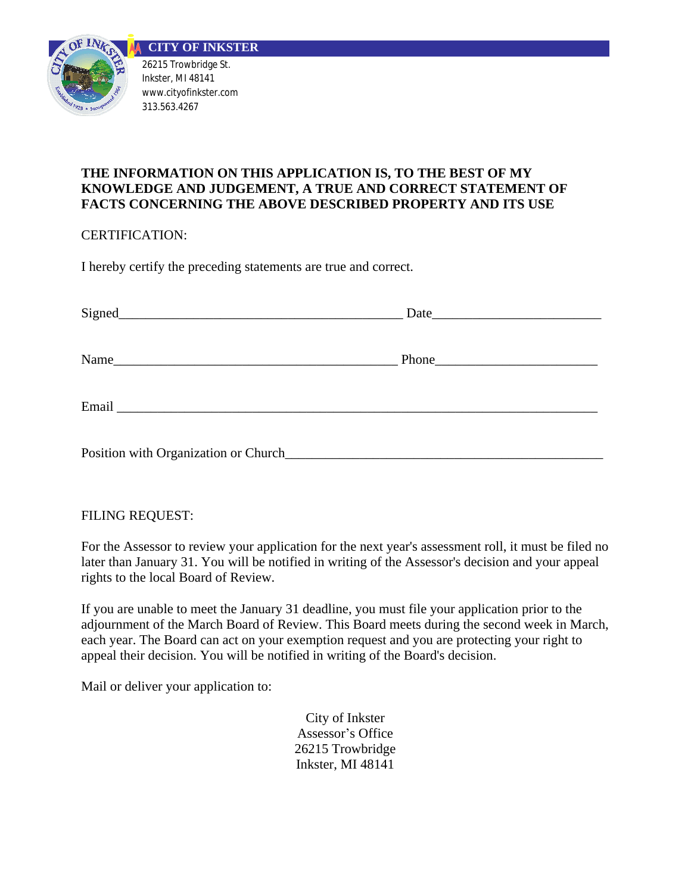**CITY OF INKSTER**

26215 Trowbridge St.
Inkster, MI 48141
www.cityofinkster.com
313.563.4267

**THE INFORMATION ON THIS APPLICATION IS, TO THE BEST OF MY KNOWLEDGE AND JUDGEMENT, A TRUE AND CORRECT STATEMENT OF FACTS CONCERNING THE ABOVE DESCRIBED PROPERTY AND ITS USE**

CERTIFICATION:

I hereby certify the preceding statements are true and correct.

Signed___________________________________________ Date_________________________

Name___________________________________________ Phone________________________

Email _________________________________________________________________________

Position with Organization or Church_____________________________________________

FILING REQUEST:

For the Assessor to review your application for the next year's assessment roll, it must be filed no later than January 31. You will be notified in writing of the Assessor's decision and your appeal rights to the local Board of Review.

If you are unable to meet the January 31 deadline, you must file your application prior to the adjournment of the March Board of Review. This Board meets during the second week in March, each year. The Board can act on your exemption request and you are protecting your right to appeal their decision. You will be notified in writing of the Board's decision.

Mail or deliver your application to:

City of Inkster
Assessor's Office
26215 Trowbridge
Inkster, MI 48141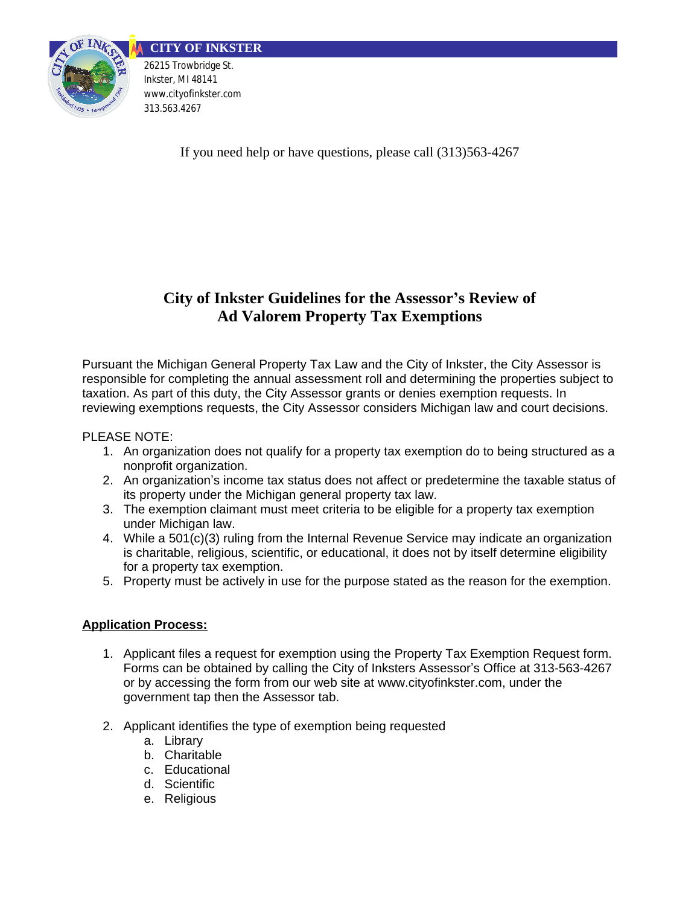**CITY OF INKSTER**

26215 Trowbridge St.
Inkster, MI 48141
www.cityofinkster.com
313.563.4267

If you need help or have questions, please call (313)563-4267

# City of Inkster Guidelines for the Assessor's Review of Ad Valorem Property Tax Exemptions

Pursuant the Michigan General Property Tax Law and the City of Inkster, the City Assessor is responsible for completing the annual assessment roll and determining the properties subject to taxation. As part of this duty, the City Assessor grants or denies exemption requests. In reviewing exemptions requests, the City Assessor considers Michigan law and court decisions.

PLEASE NOTE:

1. An organization does not qualify for a property tax exemption do to being structured as a nonprofit organization.
2. An organization's income tax status does not affect or predetermine the taxable status of its property under the Michigan general property tax law.
3. The exemption claimant must meet criteria to be eligible for a property tax exemption under Michigan law.
4. While a 501(c)(3) ruling from the Internal Revenue Service may indicate an organization is charitable, religious, scientific, or educational, it does not by itself determine eligibility for a property tax exemption.
5. Property must be actively in use for the purpose stated as the reason for the exemption.

**Application Process:**

1. Applicant files a request for exemption using the Property Tax Exemption Request form. Forms can be obtained by calling the City of Inksters Assessor's Office at 313-563-4267 or by accessing the form from our web site at www.cityofinkster.com, under the government tap then the Assessor tab.

2. Applicant identifies the type of exemption being requested
   a. Library
   b. Charitable
   c. Educational
   d. Scientific
   e. Religious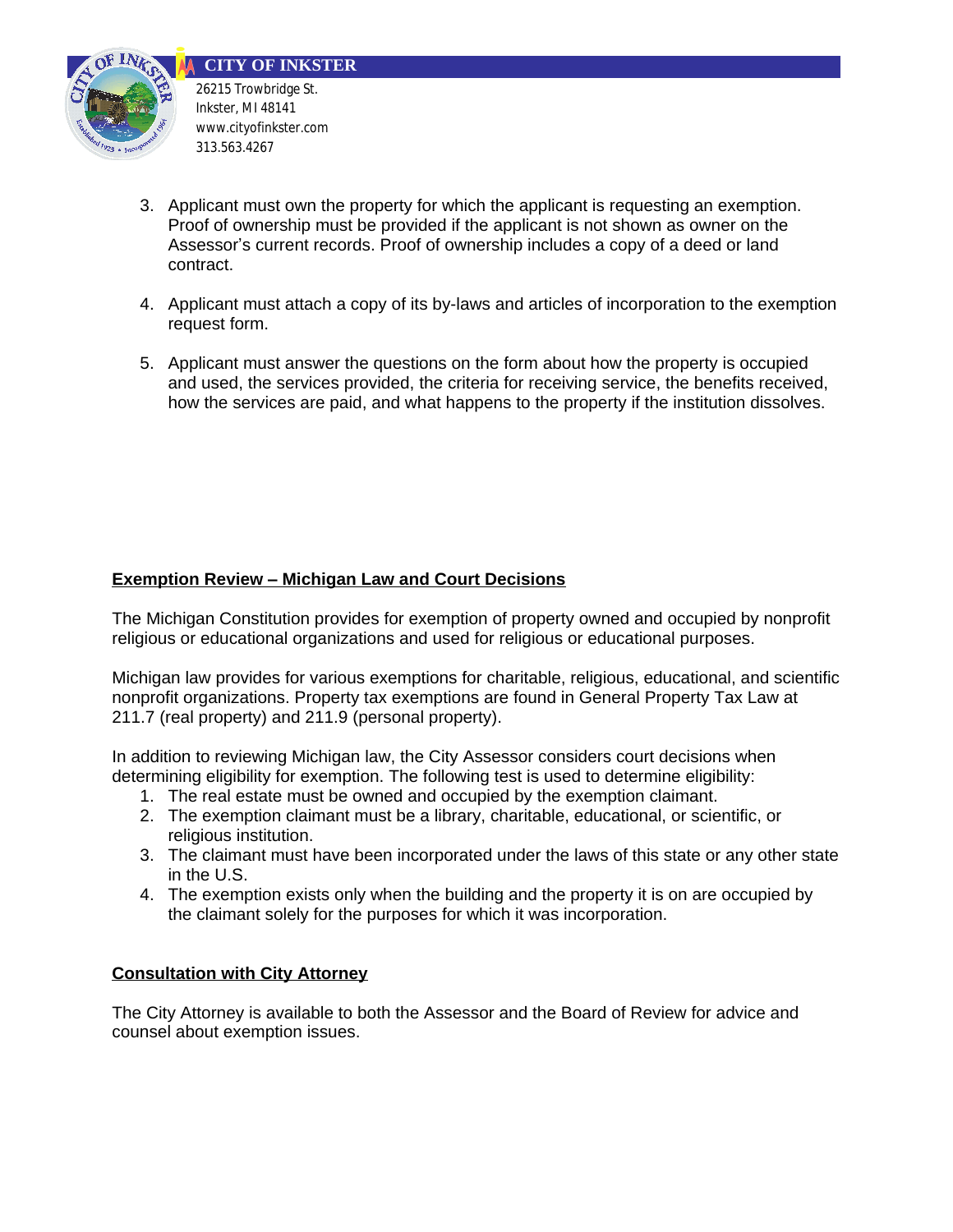3. Applicant must own the property for which the applicant is requesting an exemption. Proof of ownership must be provided if the applicant is not shown as owner on the Assessor's current records. Proof of ownership includes a copy of a deed or land contract.

4. Applicant must attach a copy of its by-laws and articles of incorporation to the exemption request form.

5. Applicant must answer the questions on the form about how the property is occupied and used, the services provided, the criteria for receiving service, the benefits received, how the services are paid, and what happens to the property if the institution dissolves.

## Exemption Review – Michigan Law and Court Decisions

The Michigan Constitution provides for exemption of property owned and occupied by nonprofit religious or educational organizations and used for religious or educational purposes.

Michigan law provides for various exemptions for charitable, religious, educational, and scientific nonprofit organizations. Property tax exemptions are found in General Property Tax Law at 211.7 (real property) and 211.9 (personal property).

In addition to reviewing Michigan law, the City Assessor considers court decisions when determining eligibility for exemption. The following test is used to determine eligibility:

1. The real estate must be owned and occupied by the exemption claimant.
2. The exemption claimant must be a library, charitable, educational, or scientific, or religious institution.
3. The claimant must have been incorporated under the laws of this state or any other state in the U.S.
4. The exemption exists only when the building and the property it is on are occupied by the claimant solely for the purposes for which it was incorporation.

## Consultation with City Attorney

The City Attorney is available to both the Assessor and the Board of Review for advice and counsel about exemption issues.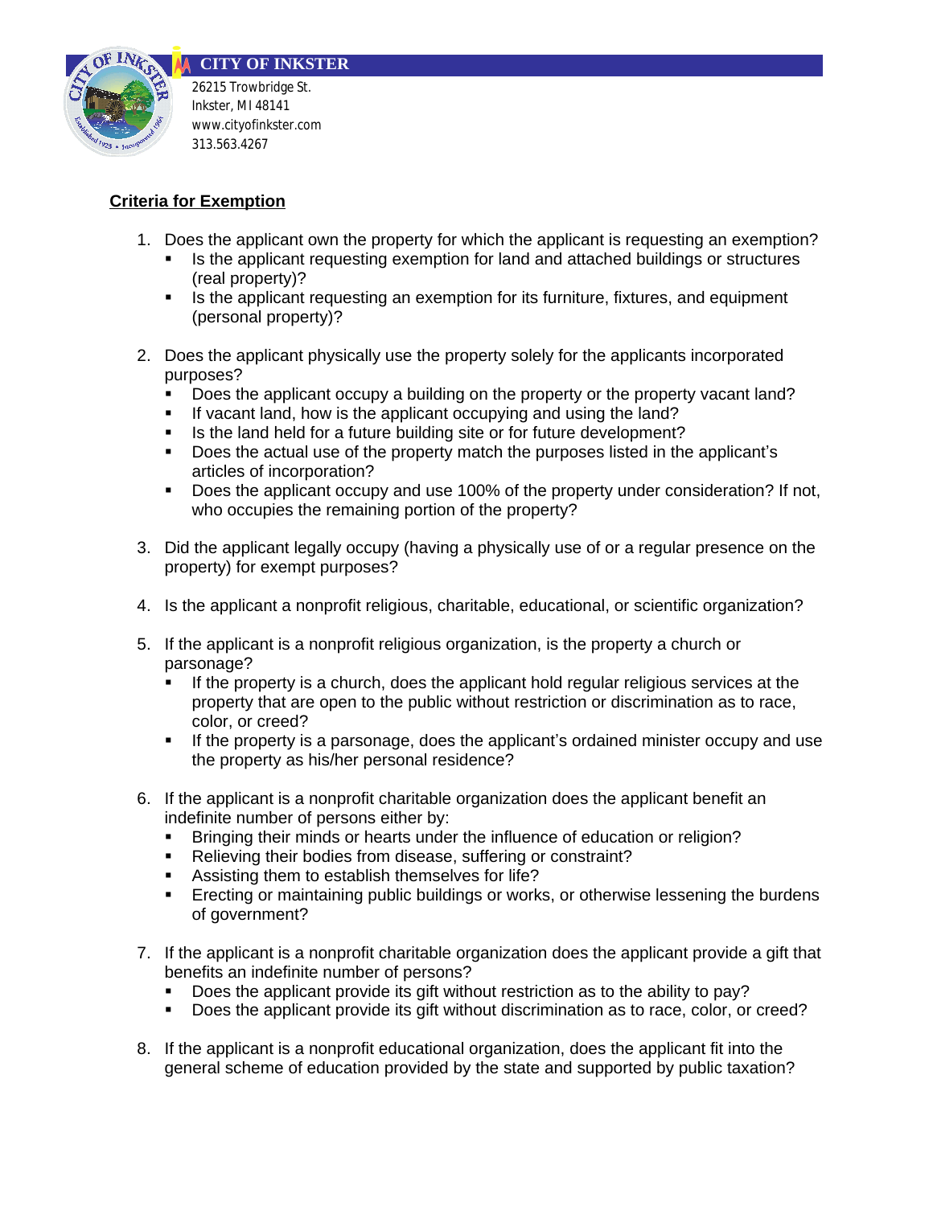**CITY OF INKSTER**

26215 Trowbridge St.
Inkster, MI 48141
www.cityofinkster.com
313.563.4267

**Criteria for Exemption**

1. Does the applicant own the property for which the applicant is requesting an exemption?
   - Is the applicant requesting exemption for land and attached buildings or structures (real property)?
   - Is the applicant requesting an exemption for its furniture, fixtures, and equipment (personal property)?

2. Does the applicant physically use the property solely for the applicants incorporated purposes?
   - Does the applicant occupy a building on the property or the property vacant land?
   - If vacant land, how is the applicant occupying and using the land?
   - Is the land held for a future building site or for future development?
   - Does the actual use of the property match the purposes listed in the applicant's articles of incorporation?
   - Does the applicant occupy and use 100% of the property under consideration? If not, who occupies the remaining portion of the property?

3. Did the applicant legally occupy (having a physically use of or a regular presence on the property) for exempt purposes?

4. Is the applicant a nonprofit religious, charitable, educational, or scientific organization?

5. If the applicant is a nonprofit religious organization, is the property a church or parsonage?
   - If the property is a church, does the applicant hold regular religious services at the property that are open to the public without restriction or discrimination as to race, color, or creed?
   - If the property is a parsonage, does the applicant's ordained minister occupy and use the property as his/her personal residence?

6. If the applicant is a nonprofit charitable organization does the applicant benefit an indefinite number of persons either by:
   - Bringing their minds or hearts under the influence of education or religion?
   - Relieving their bodies from disease, suffering or constraint?
   - Assisting them to establish themselves for life?
   - Erecting or maintaining public buildings or works, or otherwise lessening the burdens of government?

7. If the applicant is a nonprofit charitable organization does the applicant provide a gift that benefits an indefinite number of persons?
   - Does the applicant provide its gift without restriction as to the ability to pay?
   - Does the applicant provide its gift without discrimination as to race, color, or creed?

8. If the applicant is a nonprofit educational organization, does the applicant fit into the general scheme of education provided by the state and supported by public taxation?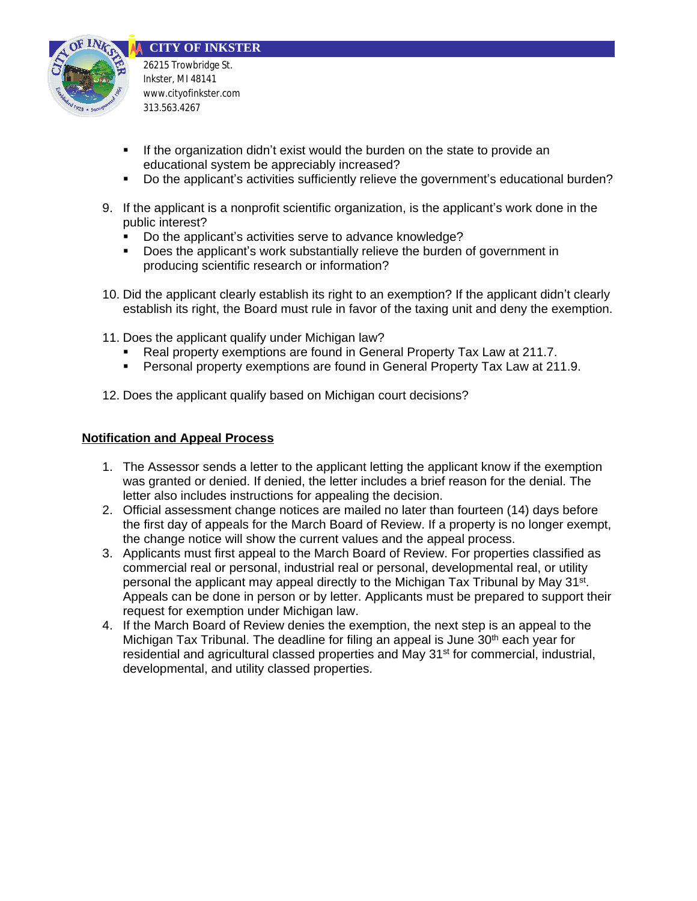- If the organization didn't exist would the burden on the state to provide an educational system be appreciably increased?
- Do the applicant's activities sufficiently relieve the government's educational burden?

9. If the applicant is a nonprofit scientific organization, is the applicant's work done in the public interest?
   - Do the applicant's activities serve to advance knowledge?
   - Does the applicant's work substantially relieve the burden of government in producing scientific research or information?

10. Did the applicant clearly establish its right to an exemption? If the applicant didn't clearly establish its right, the Board must rule in favor of the taxing unit and deny the exemption.

11. Does the applicant qualify under Michigan law?
    - Real property exemptions are found in General Property Tax Law at 211.7.
    - Personal property exemptions are found in General Property Tax Law at 211.9.

12. Does the applicant qualify based on Michigan court decisions?

**Notification and Appeal Process**

1. The Assessor sends a letter to the applicant letting the applicant know if the exemption was granted or denied. If denied, the letter includes a brief reason for the denial. The letter also includes instructions for appealing the decision.
2. Official assessment change notices are mailed no later than fourteen (14) days before the first day of appeals for the March Board of Review. If a property is no longer exempt, the change notice will show the current values and the appeal process.
3. Applicants must first appeal to the March Board of Review. For properties classified as commercial real or personal, industrial real or personal, developmental real, or utility personal the applicant may appeal directly to the Michigan Tax Tribunal by May 31st. Appeals can be done in person or by letter. Applicants must be prepared to support their request for exemption under Michigan law.
4. If the March Board of Review denies the exemption, the next step is an appeal to the Michigan Tax Tribunal. The deadline for filing an appeal is June 30th each year for residential and agricultural classed properties and May 31st for commercial, industrial, developmental, and utility classed properties.